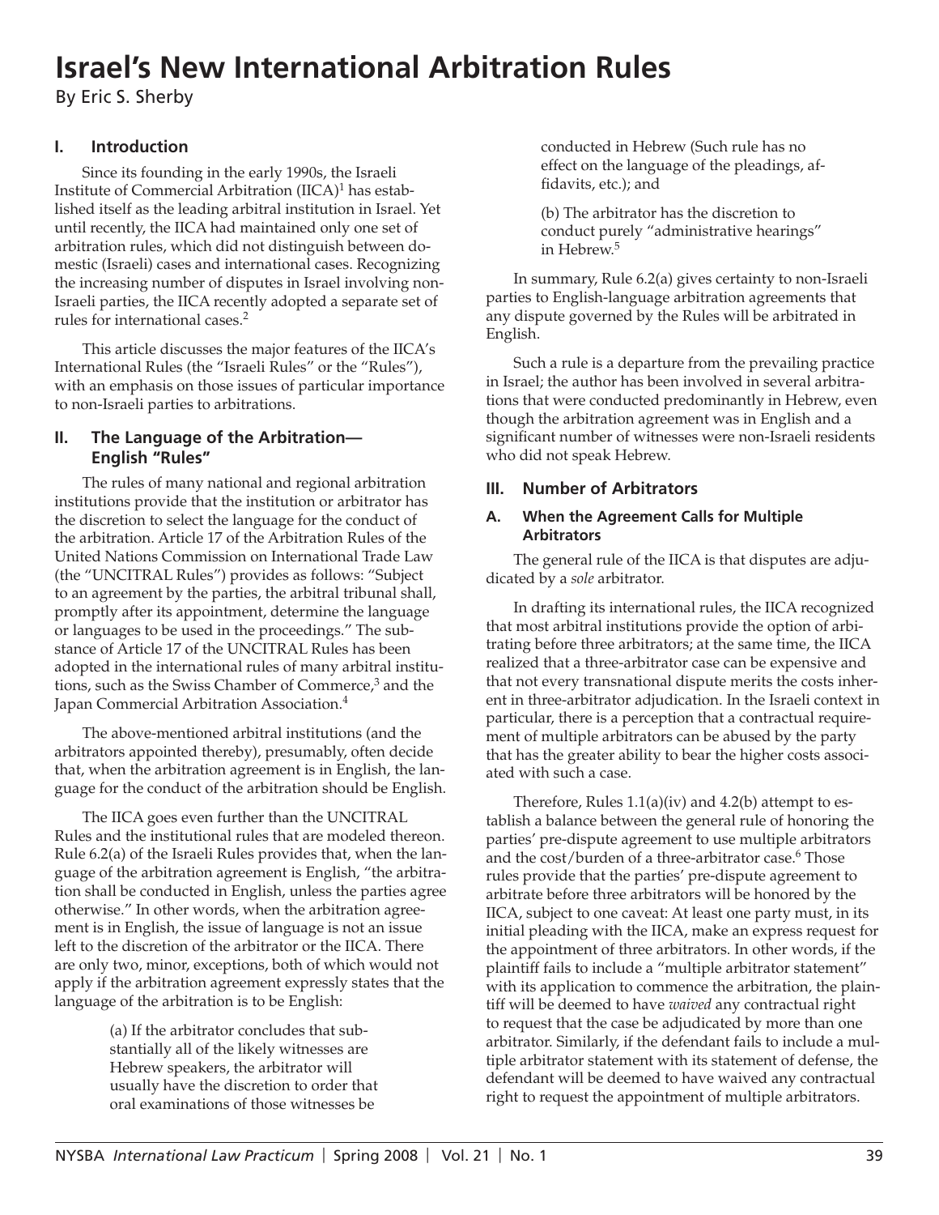# Israel's New International Arbitration Rules

By Eric S. Sherby

## I. Introduction

Since its founding in the early 1990s, the Israeli Institute of Commercial Arbitration (IICA)[1] has established itself as the leading arbitral institution in Israel. Yet until recently, the IICA had maintained only one set of arbitration rules, which did not distinguish between domestic (Israeli) cases and international cases. Recognizing the increasing number of disputes in Israel involving non-Israeli parties, the IICA recently adopted a separate set of rules for international cases.[2]

This article discusses the major features of the IICA's International Rules (the "Israeli Rules" or the "Rules"), with an emphasis on those issues of particular importance to non-Israeli parties to arbitrations.

## II. The Language of the Arbitration—English "Rules"

The rules of many national and regional arbitration institutions provide that the institution or arbitrator has the discretion to select the language for the conduct of the arbitration. Article 17 of the Arbitration Rules of the United Nations Commission on International Trade Law (the "UNCITRAL Rules") provides as follows: "Subject to an agreement by the parties, the arbitral tribunal shall, promptly after its appointment, determine the language or languages to be used in the proceedings." The substance of Article 17 of the UNCITRAL Rules has been adopted in the international rules of many arbitral institutions, such as the Swiss Chamber of Commerce,[3] and the Japan Commercial Arbitration Association.[4]

The above-mentioned arbitral institutions (and the arbitrators appointed thereby), presumably, often decide that, when the arbitration agreement is in English, the language for the conduct of the arbitration should be English.

The IICA goes even further than the UNCITRAL Rules and the institutional rules that are modeled thereon. Rule 6.2(a) of the Israeli Rules provides that, when the language of the arbitration agreement is English, "the arbitration shall be conducted in English, unless the parties agree otherwise." In other words, when the arbitration agreement is in English, the issue of language is not an issue left to the discretion of the arbitrator or the IICA. There are only two, minor, exceptions, both of which would not apply if the arbitration agreement expressly states that the language of the arbitration is to be English:

> (a) If the arbitrator concludes that substantially all of the likely witnesses are Hebrew speakers, the arbitrator will usually have the discretion to order that oral examinations of those witnesses be conducted in Hebrew (Such rule has no effect on the language of the pleadings, affidavits, etc.); and
>
> (b) The arbitrator has the discretion to conduct purely "administrative hearings" in Hebrew.[5]

In summary, Rule 6.2(a) gives certainty to non-Israeli parties to English-language arbitration agreements that any dispute governed by the Rules will be arbitrated in English.

Such a rule is a departure from the prevailing practice in Israel; the author has been involved in several arbitrations that were conducted predominantly in Hebrew, even though the arbitration agreement was in English and a significant number of witnesses were non-Israeli residents who did not speak Hebrew.

## III. Number of Arbitrators

### A. When the Agreement Calls for Multiple Arbitrators

The general rule of the IICA is that disputes are adjudicated by a *sole* arbitrator.

In drafting its international rules, the IICA recognized that most arbitral institutions provide the option of arbitrating before three arbitrators; at the same time, the IICA realized that a three-arbitrator case can be expensive and that not every transnational dispute merits the costs inherent in three-arbitrator adjudication. In the Israeli context in particular, there is a perception that a contractual requirement of multiple arbitrators can be abused by the party that has the greater ability to bear the higher costs associated with such a case.

Therefore, Rules 1.1(a)(iv) and 4.2(b) attempt to establish a balance between the general rule of honoring the parties' pre-dispute agreement to use multiple arbitrators and the cost/burden of a three-arbitrator case.[6] Those rules provide that the parties' pre-dispute agreement to arbitrate before three arbitrators will be honored by the IICA, subject to one caveat: At least one party must, in its initial pleading with the IICA, make an express request for the appointment of three arbitrators. In other words, if the plaintiff fails to include a "multiple arbitrator statement" with its application to commence the arbitration, the plaintiff will be deemed to have *waived* any contractual right to request that the case be adjudicated by more than one arbitrator. Similarly, if the defendant fails to include a multiple arbitrator statement with its statement of defense, the defendant will be deemed to have waived any contractual right to request the appointment of multiple arbitrators.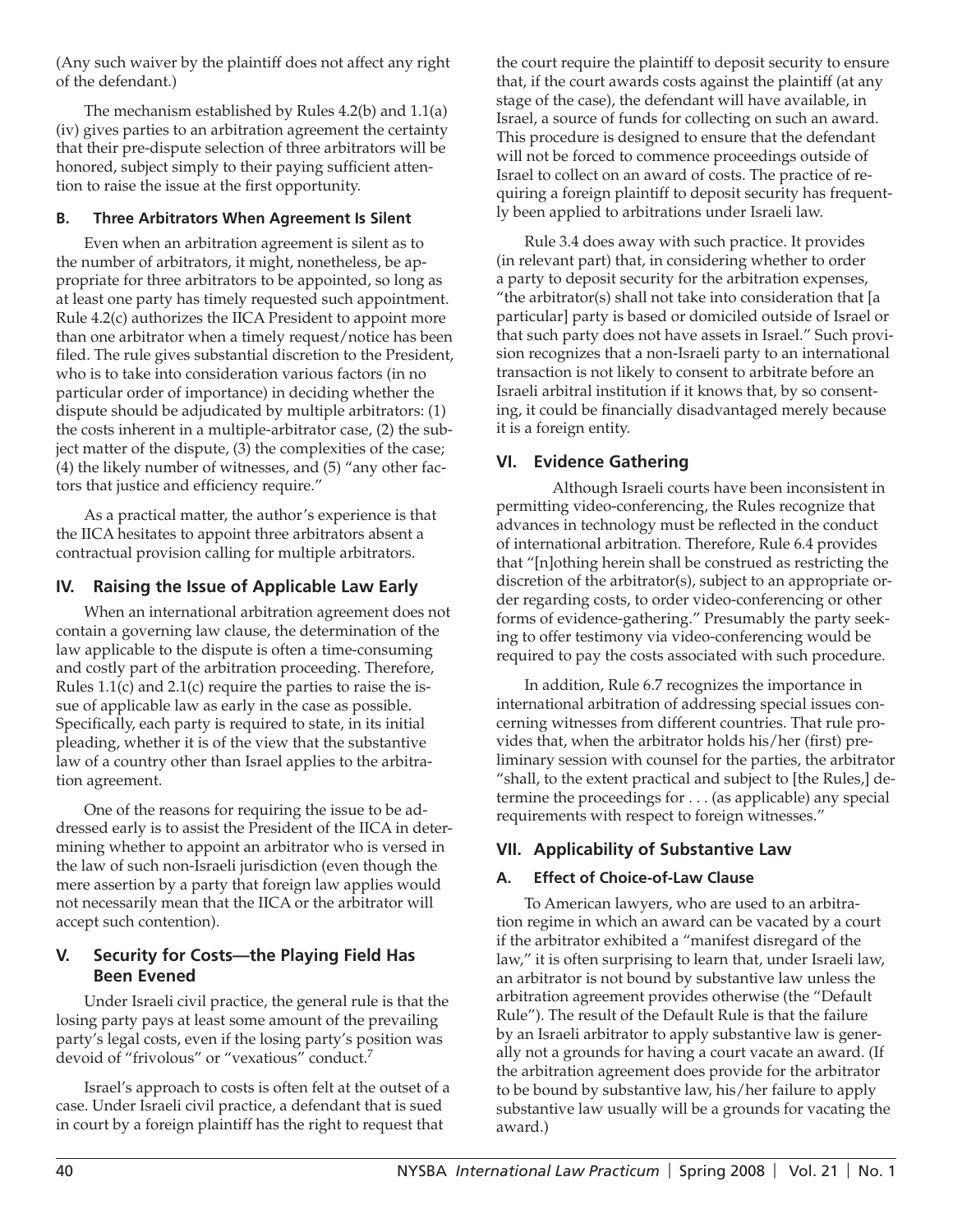(Any such waiver by the plaintiff does not affect any right of the defendant.)

The mechanism established by Rules 4.2(b) and 1.1(a)(iv) gives parties to an arbitration agreement the certainty that their pre-dispute selection of three arbitrators will be honored, subject simply to their paying sufficient attention to raise the issue at the first opportunity.

### B. Three Arbitrators When Agreement Is Silent

Even when an arbitration agreement is silent as to the number of arbitrators, it might, nonetheless, be appropriate for three arbitrators to be appointed, so long as at least one party has timely requested such appointment. Rule 4.2(c) authorizes the IICA President to appoint more than one arbitrator when a timely request/notice has been filed. The rule gives substantial discretion to the President, who is to take into consideration various factors (in no particular order of importance) in deciding whether the dispute should be adjudicated by multiple arbitrators: (1) the costs inherent in a multiple-arbitrator case, (2) the subject matter of the dispute, (3) the complexities of the case; (4) the likely number of witnesses, and (5) "any other factors that justice and efficiency require."

As a practical matter, the author's experience is that the IICA hesitates to appoint three arbitrators absent a contractual provision calling for multiple arbitrators.

## IV. Raising the Issue of Applicable Law Early

When an international arbitration agreement does not contain a governing law clause, the determination of the law applicable to the dispute is often a time-consuming and costly part of the arbitration proceeding. Therefore, Rules 1.1(c) and 2.1(c) require the parties to raise the issue of applicable law as early in the case as possible. Specifically, each party is required to state, in its initial pleading, whether it is of the view that the substantive law of a country other than Israel applies to the arbitration agreement.

One of the reasons for requiring the issue to be addressed early is to assist the President of the IICA in determining whether to appoint an arbitrator who is versed in the law of such non-Israeli jurisdiction (even though the mere assertion by a party that foreign law applies would not necessarily mean that the IICA or the arbitrator will accept such contention).

## V. Security for Costs—the Playing Field Has Been Evened

Under Israeli civil practice, the general rule is that the losing party pays at least some amount of the prevailing party's legal costs, even if the losing party's position was devoid of "frivolous" or "vexatious" conduct.[7]

Israel's approach to costs is often felt at the outset of a case. Under Israeli civil practice, a defendant that is sued in court by a foreign plaintiff has the right to request that the court require the plaintiff to deposit security to ensure that, if the court awards costs against the plaintiff (at any stage of the case), the defendant will have available, in Israel, a source of funds for collecting on such an award. This procedure is designed to ensure that the defendant will not be forced to commence proceedings outside of Israel to collect on an award of costs. The practice of requiring a foreign plaintiff to deposit security has frequently been applied to arbitrations under Israeli law.

Rule 3.4 does away with such practice. It provides (in relevant part) that, in considering whether to order a party to deposit security for the arbitration expenses, "the arbitrator(s) shall not take into consideration that [a particular] party is based or domiciled outside of Israel or that such party does not have assets in Israel." Such provision recognizes that a non-Israeli party to an international transaction is not likely to consent to arbitrate before an Israeli arbitral institution if it knows that, by so consenting, it could be financially disadvantaged merely because it is a foreign entity.

## VI. Evidence Gathering

Although Israeli courts have been inconsistent in permitting video-conferencing, the Rules recognize that advances in technology must be reflected in the conduct of international arbitration. Therefore, Rule 6.4 provides that "[n]othing herein shall be construed as restricting the discretion of the arbitrator(s), subject to an appropriate order regarding costs, to order video-conferencing or other forms of evidence-gathering." Presumably the party seeking to offer testimony via video-conferencing would be required to pay the costs associated with such procedure.

In addition, Rule 6.7 recognizes the importance in international arbitration of addressing special issues concerning witnesses from different countries. That rule provides that, when the arbitrator holds his/her (first) preliminary session with counsel for the parties, the arbitrator "shall, to the extent practical and subject to [the Rules,] determine the proceedings for . . . (as applicable) any special requirements with respect to foreign witnesses."

## VII. Applicability of Substantive Law

### A. Effect of Choice-of-Law Clause

To American lawyers, who are used to an arbitration regime in which an award can be vacated by a court if the arbitrator exhibited a "manifest disregard of the law," it is often surprising to learn that, under Israeli law, an arbitrator is not bound by substantive law unless the arbitration agreement provides otherwise (the "Default Rule"). The result of the Default Rule is that the failure by an Israeli arbitrator to apply substantive law is generally not a grounds for having a court vacate an award. (If the arbitration agreement does provide for the arbitrator to be bound by substantive law, his/her failure to apply substantive law usually will be a grounds for vacating the award.)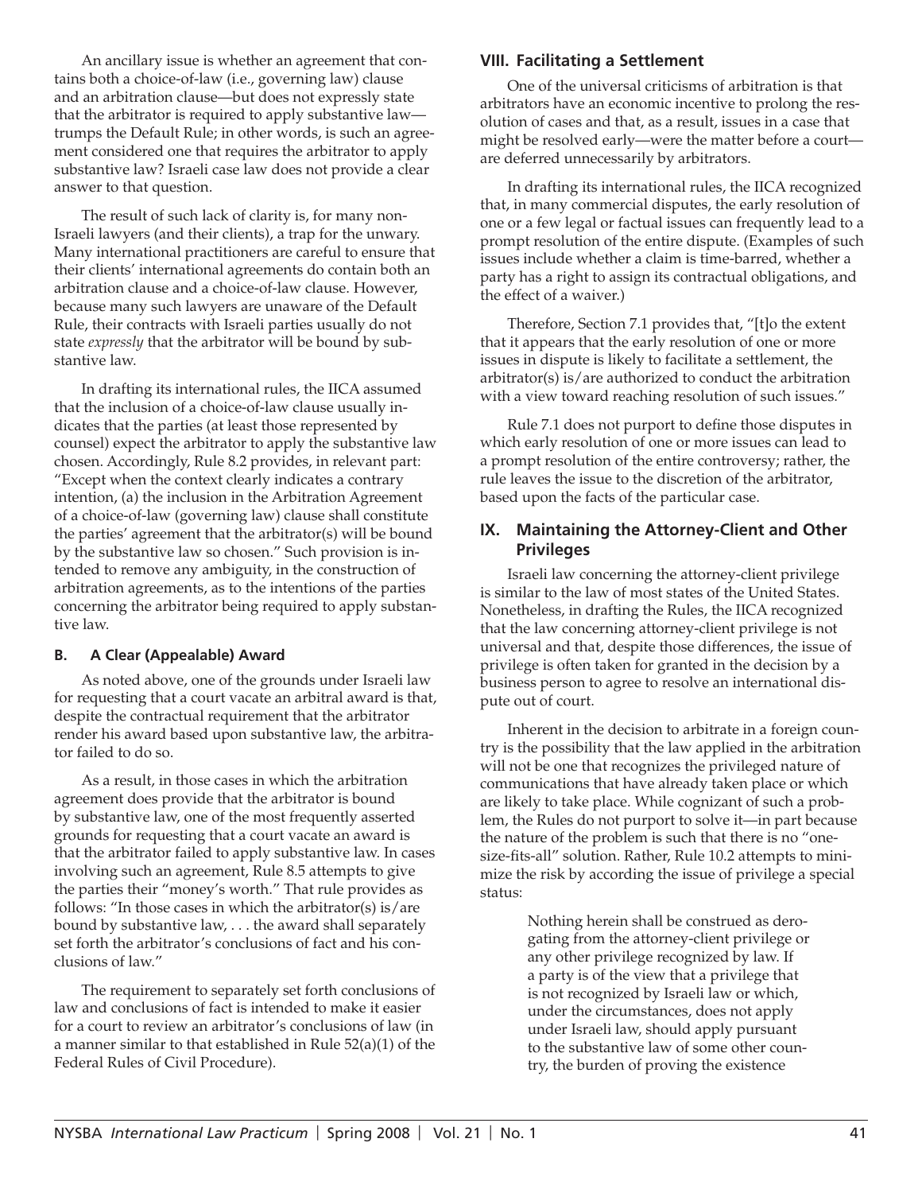An ancillary issue is whether an agreement that contains both a choice-of-law (i.e., governing law) clause and an arbitration clause—but does not expressly state that the arbitrator is required to apply substantive law—trumps the Default Rule; in other words, is such an agreement considered one that requires the arbitrator to apply substantive law? Israeli case law does not provide a clear answer to that question.

The result of such lack of clarity is, for many non-Israeli lawyers (and their clients), a trap for the unwary. Many international practitioners are careful to ensure that their clients' international agreements do contain both an arbitration clause and a choice-of-law clause. However, because many such lawyers are unaware of the Default Rule, their contracts with Israeli parties usually do not state *expressly* that the arbitrator will be bound by substantive law.

In drafting its international rules, the IICA assumed that the inclusion of a choice-of-law clause usually indicates that the parties (at least those represented by counsel) expect the arbitrator to apply the substantive law chosen. Accordingly, Rule 8.2 provides, in relevant part: "Except when the context clearly indicates a contrary intention, (a) the inclusion in the Arbitration Agreement of a choice-of-law (governing law) clause shall constitute the parties' agreement that the arbitrator(s) will be bound by the substantive law so chosen." Such provision is intended to remove any ambiguity, in the construction of arbitration agreements, as to the intentions of the parties concerning the arbitrator being required to apply substantive law.

### B. A Clear (Appealable) Award

As noted above, one of the grounds under Israeli law for requesting that a court vacate an arbitral award is that, despite the contractual requirement that the arbitrator render his award based upon substantive law, the arbitrator failed to do so.

As a result, in those cases in which the arbitration agreement does provide that the arbitrator is bound by substantive law, one of the most frequently asserted grounds for requesting that a court vacate an award is that the arbitrator failed to apply substantive law. In cases involving such an agreement, Rule 8.5 attempts to give the parties their "money's worth." That rule provides as follows: "In those cases in which the arbitrator(s) is/are bound by substantive law, . . . the award shall separately set forth the arbitrator's conclusions of fact and his conclusions of law."

The requirement to separately set forth conclusions of law and conclusions of fact is intended to make it easier for a court to review an arbitrator's conclusions of law (in a manner similar to that established in Rule 52(a)(1) of the Federal Rules of Civil Procedure).

## VIII. Facilitating a Settlement

One of the universal criticisms of arbitration is that arbitrators have an economic incentive to prolong the resolution of cases and that, as a result, issues in a case that might be resolved early—were the matter before a court—are deferred unnecessarily by arbitrators.

In drafting its international rules, the IICA recognized that, in many commercial disputes, the early resolution of one or a few legal or factual issues can frequently lead to a prompt resolution of the entire dispute. (Examples of such issues include whether a claim is time-barred, whether a party has a right to assign its contractual obligations, and the effect of a waiver.)

Therefore, Section 7.1 provides that, "[t]o the extent that it appears that the early resolution of one or more issues in dispute is likely to facilitate a settlement, the arbitrator(s) is/are authorized to conduct the arbitration with a view toward reaching resolution of such issues."

Rule 7.1 does not purport to define those disputes in which early resolution of one or more issues can lead to a prompt resolution of the entire controversy; rather, the rule leaves the issue to the discretion of the arbitrator, based upon the facts of the particular case.

## IX. Maintaining the Attorney-Client and Other Privileges

Israeli law concerning the attorney-client privilege is similar to the law of most states of the United States. Nonetheless, in drafting the Rules, the IICA recognized that the law concerning attorney-client privilege is not universal and that, despite those differences, the issue of privilege is often taken for granted in the decision by a business person to agree to resolve an international dispute out of court.

Inherent in the decision to arbitrate in a foreign country is the possibility that the law applied in the arbitration will not be one that recognizes the privileged nature of communications that have already taken place or which are likely to take place. While cognizant of such a problem, the Rules do not purport to solve it—in part because the nature of the problem is such that there is no "one-size-fits-all" solution. Rather, Rule 10.2 attempts to minimize the risk by according the issue of privilege a special status:

> Nothing herein shall be construed as derogating from the attorney-client privilege or any other privilege recognized by law. If a party is of the view that a privilege that is not recognized by Israeli law or which, under the circumstances, does not apply under Israeli law, should apply pursuant to the substantive law of some other country, the burden of proving the existence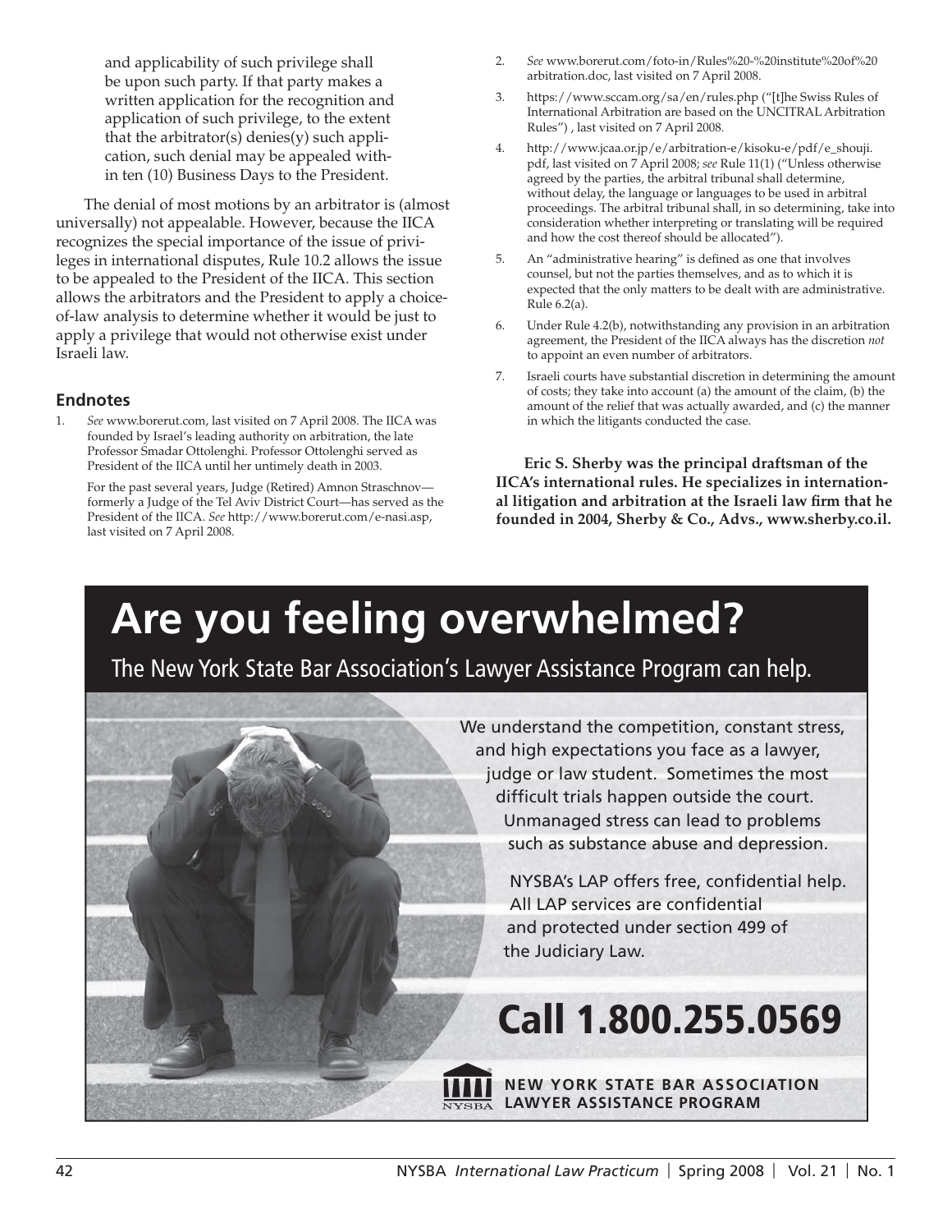and applicability of such privilege shall be upon such party. If that party makes a written application for the recognition and application of such privilege, to the extent that the arbitrator(s) denies(y) such application, such denial may be appealed within ten (10) Business Days to the President.

The denial of most motions by an arbitrator is (almost universally) not appealable. However, because the IICA recognizes the special importance of the issue of privileges in international disputes, Rule 10.2 allows the issue to be appealed to the President of the IICA. This section allows the arbitrators and the President to apply a choice-of-law analysis to determine whether it would be just to apply a privilege that would not otherwise exist under Israeli law.

### Endnotes

1. *See* www.borerut.com, last visited on 7 April 2008. The IICA was founded by Israel's leading authority on arbitration, the late Professor Smadar Ottolenghi. Professor Ottolenghi served as President of the IICA until her untimely death in 2003.

   For the past several years, Judge (Retired) Amnon Straschnov—formerly a Judge of the Tel Aviv District Court—has served as the President of the IICA. *See* http://www.borerut.com/e-nasi.asp, last visited on 7 April 2008.
2. *See* www.borerut.com/foto-in/Rules%20-%20institute%20of%20arbitration.doc, last visited on 7 April 2008.
3. https://www.sccam.org/sa/en/rules.php ("[t]he Swiss Rules of International Arbitration are based on the UNCITRAL Arbitration Rules") , last visited on 7 April 2008.
4. http://www.jcaa.or.jp/e/arbitration-e/kisoku-e/pdf/e_shouji.pdf, last visited on 7 April 2008; *see* Rule 11(1) ("Unless otherwise agreed by the parties, the arbitral tribunal shall determine, without delay, the language or languages to be used in arbitral proceedings. The arbitral tribunal shall, in so determining, take into consideration whether interpreting or translating will be required and how the cost thereof should be allocated").
5. An "administrative hearing" is defined as one that involves counsel, but not the parties themselves, and as to which it is expected that the only matters to be dealt with are administrative. Rule 6.2(a).
6. Under Rule 4.2(b), notwithstanding any provision in an arbitration agreement, the President of the IICA always has the discretion *not* to appoint an even number of arbitrators.
7. Israeli courts have substantial discretion in determining the amount of costs; they take into account (a) the amount of the claim, (b) the amount of the relief that was actually awarded, and (c) the manner in which the litigants conducted the case.

**Eric S. Sherby was the principal draftsman of the IICA's international rules. He specializes in international litigation and arbitration at the Israeli law firm that he founded in 2004, Sherby & Co., Advs., www.sherby.co.il.**

# Are you feeling overwhelmed?

The New York State Bar Association's Lawyer Assistance Program can help.

We understand the competition, constant stress, and high expectations you face as a lawyer, judge or law student. Sometimes the most difficult trials happen outside the court. Unmanaged stress can lead to problems such as substance abuse and depression.

NYSBA's LAP offers free, confidential help. All LAP services are confidential and protected under section 499 of the Judiciary Law.

## Call 1.800.255.0569

**NEW YORK STATE BAR ASSOCIATION LAWYER ASSISTANCE PROGRAM**